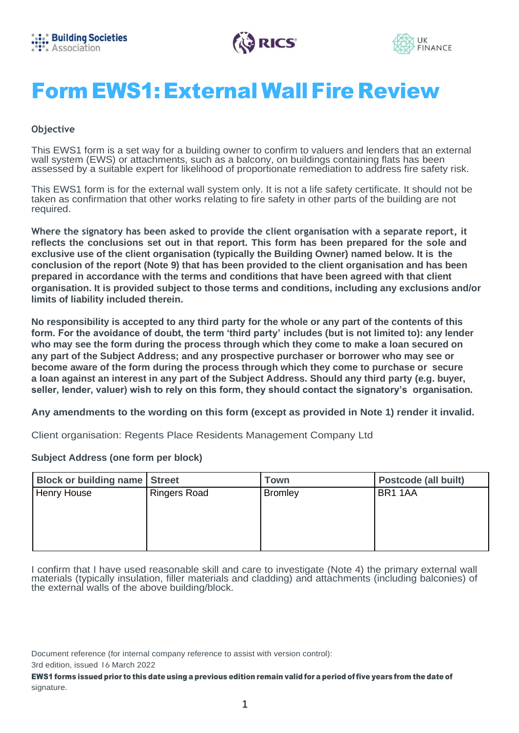# Form EWS1: External Wall Fire Review

### Objective

This EWS1 form is a set way for a building owner to confirm to valuers and lenders that an external wall system (EWS) or attachments, such as a balcony, on buildings containing flats has been assessed by a suitable expert for likelihood of proportionate remediation to address fire safety risk.

This EWS1 form is for the external wall system only. It is not a life safety certificate. It should not be taken as confirmation that other works relating to fire safety in other parts of the building are not required.

**Where the signatory has been asked to provide the client organisation with a separate report, it reflects the conclusions set out in that report. This form has been prepared for the sole and exclusive use of the client organisation (typically the Building Owner) named below. It is the conclusion of the report (Note 9) that has been provided to the client organisation and has been prepared in accordance with the terms and conditions that have been agreed with that client organisation. It is provided subject to those terms and conditions, including any exclusions and/or limits of liability included therein.**

**No responsibility is accepted to any third party for the whole or any part of the contents of this form. For the avoidance of doubt, the term 'third party' includes (but is not limited to): any lender who may see the form during the process through which they come to make a loan secured on any part of the Subject Address; and any prospective purchaser or borrower who may see or become aware of the form during the process through which they come to purchase or secure a loan against an interest in any part of the Subject Address. Should any third party (e.g. buyer, seller, lender, valuer) wish to rely on this form, they should contact the signatory's organisation.**

**Any amendments to the wording on this form (except as provided in Note 1) render it invalid.**

Client organisation: Regents Place Residents Management Company Ltd

**Subject Address (one form per block)**

| Block or building name | Street | Town | Postcode (all built) |
| --- | --- | --- | --- |
| Henry House | Ringers Road | Bromley | BR1 1AA |

I confirm that I have used reasonable skill and care to investigate (Note 4) the primary external wall materials (typically insulation, filler materials and cladding) and attachments (including balconies) of the external walls of the above building/block.

Document reference (for internal company reference to assist with version control):

3rd edition, issued 16 March 2022

**EWS1 forms issued prior to this date using a previous edition remain valid for a period of five years from the date of** signature.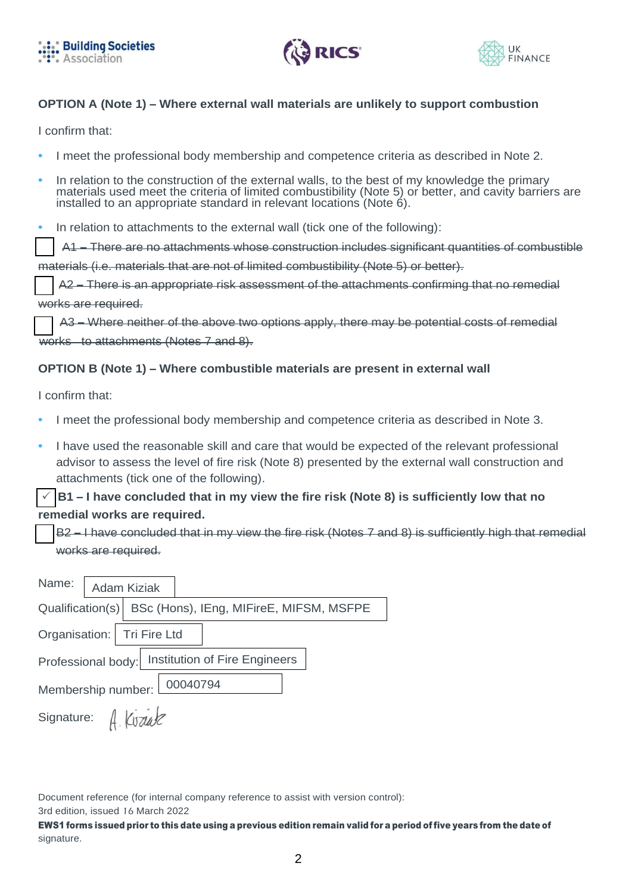**OPTION A (Note 1) – Where external wall materials are unlikely to support combustion**

I confirm that:

- I meet the professional body membership and competence criteria as described in Note 2.
- In relation to the construction of the external walls, to the best of my knowledge the primary materials used meet the criteria of limited combustibility (Note 5) or better, and cavity barriers are installed to an appropriate standard in relevant locations (Note 6).
- In relation to attachments to the external wall (tick one of the following):

☐ ~~A1 – There are no attachments whose construction includes significant quantities of combustible materials (i.e. materials that are not of limited combustibility (Note 5) or better).~~

☐ ~~A2 – There is an appropriate risk assessment of the attachments confirming that no remedial works are required.~~

☐ ~~A3 – Where neither of the above two options apply, there may be potential costs of remedial works to attachments (Notes 7 and 8).~~

**OPTION B (Note 1) – Where combustible materials are present in external wall**

I confirm that:

- I meet the professional body membership and competence criteria as described in Note 3.
- I have used the reasonable skill and care that would be expected of the relevant professional advisor to assess the level of fire risk (Note 8) presented by the external wall construction and attachments (tick one of the following).

☑ **B1 – I have concluded that in my view the fire risk (Note 8) is sufficiently low that no remedial works are required.**

☐ ~~B2 – I have concluded that in my view the fire risk (Notes 7 and 8) is sufficiently high that remedial works are required.~~

Name: Adam Kiziak

Qualification(s): BSc (Hons), IEng, MIFireE, MIFSM, MSFPE

Organisation: Tri Fire Ltd

Professional body: Institution of Fire Engineers

Membership number: 00040794

Signature: A. Kiziak

Document reference (for internal company reference to assist with version control):
3rd edition, issued 16 March 2022

**EWS1 forms issued prior to this date using a previous edition remain valid for a period of five years from the date of** signature.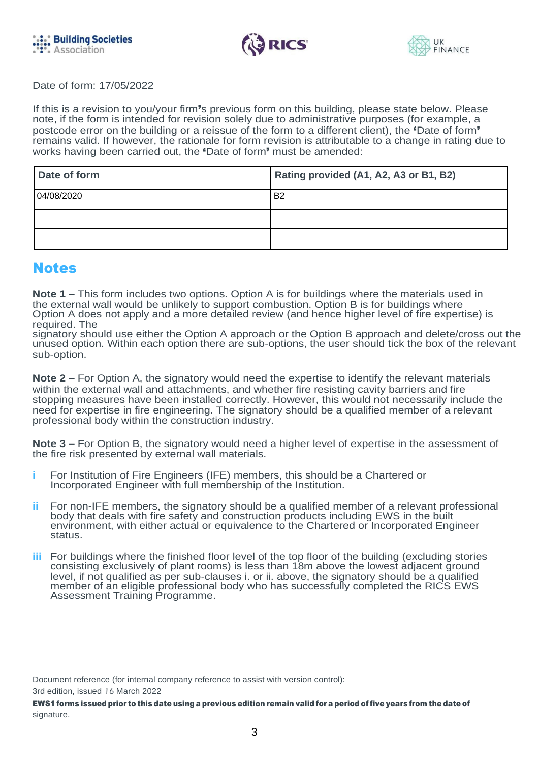Date of form: 17/05/2022

If this is a revision to you/your firm's previous form on this building, please state below. Please note, if the form is intended for revision solely due to administrative purposes (for example, a postcode error on the building or a reissue of the form to a different client), the 'Date of form' remains valid. If however, the rationale for form revision is attributable to a change in rating due to works having been carried out, the 'Date of form' must be amended:

| Date of form | Rating provided (A1, A2, A3 or B1, B2) |
|---|---|
| 04/08/2020 | B2 |
| | |
| | |

## Notes

**Note 1 –** This form includes two options. Option A is for buildings where the materials used in the external wall would be unlikely to support combustion. Option B is for buildings where Option A does not apply and a more detailed review (and hence higher level of fire expertise) is required. The signatory should use either the Option A approach or the Option B approach and delete/cross out the unused option. Within each option there are sub-options, the user should tick the box of the relevant sub-option.

**Note 2 –** For Option A, the signatory would need the expertise to identify the relevant materials within the external wall and attachments, and whether fire resisting cavity barriers and fire stopping measures have been installed correctly. However, this would not necessarily include the need for expertise in fire engineering. The signatory should be a qualified member of a relevant professional body within the construction industry.

**Note 3 –** For Option B, the signatory would need a higher level of expertise in the assessment of the fire risk presented by external wall materials.

- **i** For Institution of Fire Engineers (IFE) members, this should be a Chartered or Incorporated Engineer with full membership of the Institution.
- **ii** For non-IFE members, the signatory should be a qualified member of a relevant professional body that deals with fire safety and construction products including EWS in the built environment, with either actual or equivalence to the Chartered or Incorporated Engineer status.
- **iii** For buildings where the finished floor level of the top floor of the building (excluding stories consisting exclusively of plant rooms) is less than 18m above the lowest adjacent ground level, if not qualified as per sub-clauses i. or ii. above, the signatory should be a qualified member of an eligible professional body who has successfully completed the RICS EWS Assessment Training Programme.

Document reference (for internal company reference to assist with version control):

3rd edition, issued 16 March 2022

**EWS1 forms issued prior to this date using a previous edition remain valid for a period of five years from the date of** signature.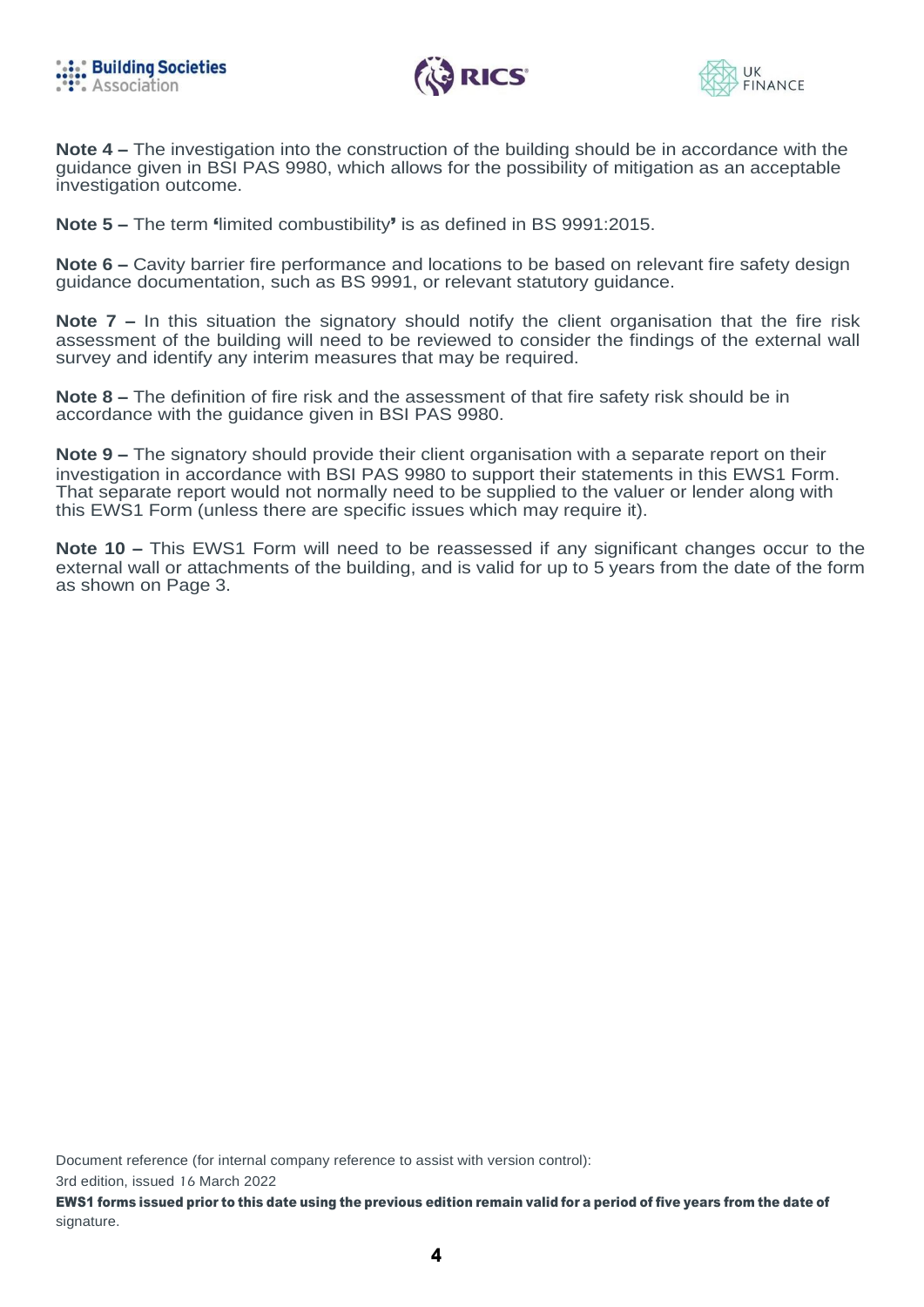**Note 4 –** The investigation into the construction of the building should be in accordance with the guidance given in BSI PAS 9980, which allows for the possibility of mitigation as an acceptable investigation outcome.

**Note 5 –** The term 'limited combustibility' is as defined in BS 9991:2015.

**Note 6 –** Cavity barrier fire performance and locations to be based on relevant fire safety design guidance documentation, such as BS 9991, or relevant statutory guidance.

**Note 7 –** In this situation the signatory should notify the client organisation that the fire risk assessment of the building will need to be reviewed to consider the findings of the external wall survey and identify any interim measures that may be required.

**Note 8 –** The definition of fire risk and the assessment of that fire safety risk should be in accordance with the guidance given in BSI PAS 9980.

**Note 9 –** The signatory should provide their client organisation with a separate report on their investigation in accordance with BSI PAS 9980 to support their statements in this EWS1 Form. That separate report would not normally need to be supplied to the valuer or lender along with this EWS1 Form (unless there are specific issues which may require it).

**Note 10 –** This EWS1 Form will need to be reassessed if any significant changes occur to the external wall or attachments of the building, and is valid for up to 5 years from the date of the form as shown on Page 3.

Document reference (for internal company reference to assist with version control):

3rd edition, issued 16 March 2022

**EWS1 forms issued prior to this date using the previous edition remain valid for a period of five years from the date of** signature.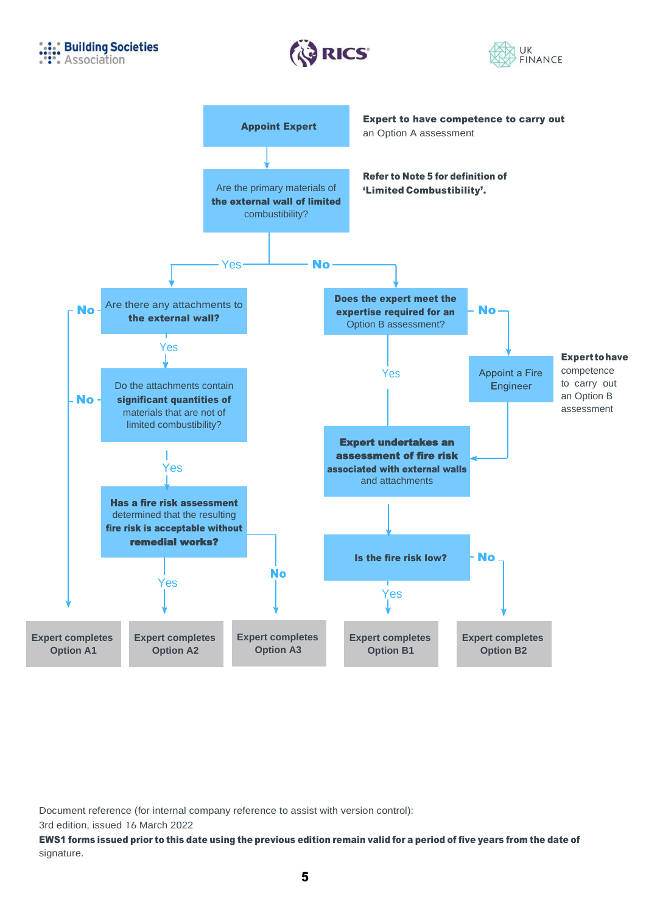Building Societies Association

RICS

UK FINANCE

**Appoint Expert**

**Expert to have competence to carry out** an Option A assessment

Are the primary materials of **the external wall of limited** combustibility?

**Refer to Note 5 for definition of 'Limited Combustibility'.**

Yes

**No**

Are there any attachments to **the external wall?**

**No**

Yes

Do the attachments contain **significant quantities of** materials that are not of limited combustibility?

**No**

Yes

**Has a fire risk assessment** determined that the resulting **fire risk is acceptable without remedial works?**

Yes

**No**

**Does the expert meet the expertise required for an** Option B assessment?

**No**

Yes

Appoint a Fire Engineer

**Expert to have** competence to carry out an Option B assessment

**Expert undertakes an assessment of fire risk associated with external walls** and attachments

**Is the fire risk low?**

**No**

Yes

**Expert completes Option A1**

**Expert completes Option A2**

**Expert completes Option A3**

**Expert completes Option B1**

**Expert completes Option B2**

Document reference (for internal company reference to assist with version control):
3rd edition, issued 16 March 2022
**EWS1 forms issued prior to this date using the previous edition remain valid for a period of five years from the date of** signature.